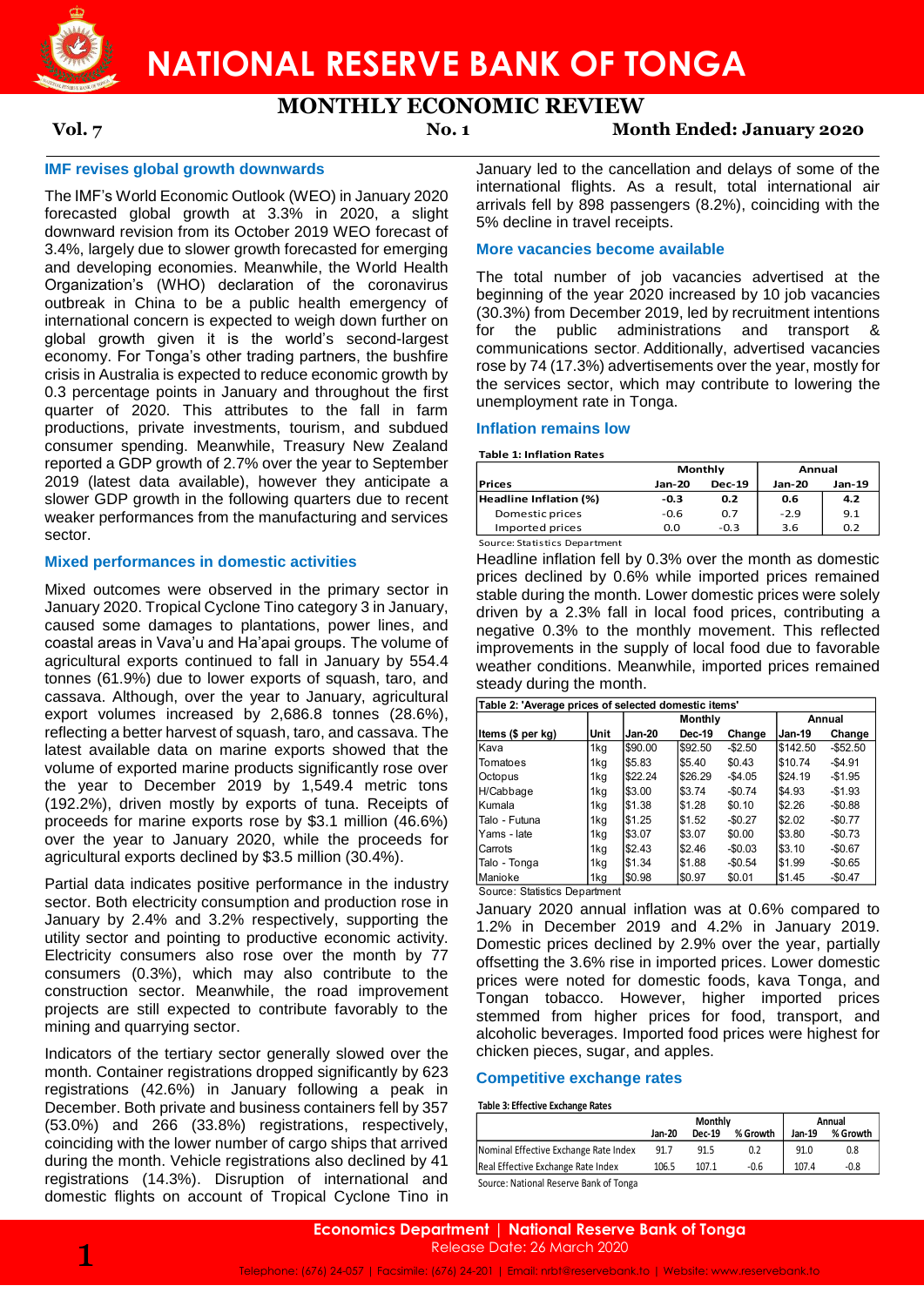# NATIONAL RESERVE BANK OF TONGA

## MONTHLY ECONOMIC REVIEW

**Vol. 7** **No. 1** **Month Ended: January 2020**

### IMF revises global growth downwards

The IMF's World Economic Outlook (WEO) in January 2020 forecasted global growth at 3.3% in 2020, a slight downward revision from its October 2019 WEO forecast of 3.4%, largely due to slower growth forecasted for emerging and developing economies. Meanwhile, the World Health Organization's (WHO) declaration of the coronavirus outbreak in China to be a public health emergency of international concern is expected to weigh down further on global growth given it is the world's second-largest economy. For Tonga's other trading partners, the bushfire crisis in Australia is expected to reduce economic growth by 0.3 percentage points in January and throughout the first quarter of 2020. This attributes to the fall in farm productions, private investments, tourism, and subdued consumer spending. Meanwhile, Treasury New Zealand reported a GDP growth of 2.7% over the year to September 2019 (latest data available), however they anticipate a slower GDP growth in the following quarters due to recent weaker performances from the manufacturing and services sector.

### Mixed performances in domestic activities

Mixed outcomes were observed in the primary sector in January 2020. Tropical Cyclone Tino category 3 in January, caused some damages to plantations, power lines, and coastal areas in Vava'u and Ha'apai groups. The volume of agricultural exports continued to fall in January by 554.4 tonnes (61.9%) due to lower exports of squash, taro, and cassava. Although, over the year to January, agricultural export volumes increased by 2,686.8 tonnes (28.6%), reflecting a better harvest of squash, taro, and cassava. The latest available data on marine exports showed that the volume of exported marine products significantly rose over the year to December 2019 by 1,549.4 metric tons (192.2%), driven mostly by exports of tuna. Receipts of proceeds for marine exports rose by $3.1 million (46.6%) over the year to January 2020, while the proceeds for agricultural exports declined by $3.5 million (30.4%).

Partial data indicates positive performance in the industry sector. Both electricity consumption and production rose in January by 2.4% and 3.2% respectively, supporting the utility sector and pointing to productive economic activity. Electricity consumers also rose over the month by 77 consumers (0.3%), which may also contribute to the construction sector. Meanwhile, the road improvement projects are still expected to contribute favorably to the mining and quarrying sector.

Indicators of the tertiary sector generally slowed over the month. Container registrations dropped significantly by 623 registrations (42.6%) in January following a peak in December. Both private and business containers fell by 357 (53.0%) and 266 (33.8%) registrations, respectively, coinciding with the lower number of cargo ships that arrived during the month. Vehicle registrations also declined by 41 registrations (14.3%). Disruption of international and domestic flights on account of Tropical Cyclone Tino in January led to the cancellation and delays of some of the international flights. As a result, total international air arrivals fell by 898 passengers (8.2%), coinciding with the 5% decline in travel receipts.

### More vacancies become available

The total number of job vacancies advertised at the beginning of the year 2020 increased by 10 job vacancies (30.3%) from December 2019, led by recruitment intentions for the public administrations and transport & communications sector. Additionally, advertised vacancies rose by 74 (17.3%) advertisements over the year, mostly for the services sector, which may contribute to lowering the unemployment rate in Tonga.

### Inflation remains low

**Table 1: Inflation Rates**

| Prices | Monthly | | Annual | |
|---|---|---|---|---|
| | Jan-20 | Dec-19 | Jan-20 | Jan-19 |
| **Headline Inflation (%)** | -0.3 | 0.2 | 0.6 | 4.2 |
| Domestic prices | -0.6 | 0.7 | -2.9 | 9.1 |
| Imported prices | 0.0 | -0.3 | 3.6 | 0.2 |

Source: Statistics Department

Headline inflation fell by 0.3% over the month as domestic prices declined by 0.6% while imported prices remained stable during the month. Lower domestic prices were solely driven by a 2.3% fall in local food prices, contributing a negative 0.3% to the monthly movement. This reflected improvements in the supply of local food due to favorable weather conditions. Meanwhile, imported prices remained steady during the month.

**Table 2: 'Average prices of selected domestic items'**

| Items ($ per kg) | Unit | Monthly | | | Annual | |
|---|---|---|---|---|---|---|
| | | Jan-20 | Dec-19 | Change | Jan-19 | Change |
| Kava | 1kg | $90.00 | $92.50 | -$2.50 | $142.50 | -$52.50 |
| Tomatoes | 1kg | $5.83 | $5.40 | $0.43 | $10.74 | -$4.91 |
| Octopus | 1kg | $22.24 | $26.29 | -$4.05 | $24.19 | -$1.95 |
| H/Cabbage | 1kg | $3.00 | $3.74 | -$0.74 | $4.93 | -$1.93 |
| Kumala | 1kg | $1.38 | $1.28 | $0.10 | $2.26 | -$0.88 |
| Talo - Futuna | 1kg | $1.25 | $1.52 | -$0.27 | $2.02 | -$0.77 |
| Yams - late | 1kg | $3.07 | $3.07 | $0.00 | $3.80 | -$0.73 |
| Carrots | 1kg | $2.43 | $2.46 | -$0.03 | $3.10 | -$0.67 |
| Talo - Tonga | 1kg | $1.34 | $1.88 | -$0.54 | $1.99 | -$0.65 |
| Manioke | 1kg | $0.98 | $0.97 | $0.01 | $1.45 | -$0.47 |

Source: Statistics Department

January 2020 annual inflation was at 0.6% compared to 1.2% in December 2019 and 4.2% in January 2019. Domestic prices declined by 2.9% over the year, partially offsetting the 3.6% rise in imported prices. Lower domestic prices were noted for domestic foods, kava Tonga, and Tongan tobacco. However, higher imported prices stemmed from higher prices for food, transport, and alcoholic beverages. Imported food prices were highest for chicken pieces, sugar, and apples.

### Competitive exchange rates

**Table 3: Effective Exchange Rates**

| | Monthly | | | Annual | |
|---|---|---|---|---|---|
| | Jan-20 | Dec-19 | % Growth | Jan-19 | % Growth |
| Nominal Effective Exchange Rate Index | 91.7 | 91.5 | 0.2 | 91.0 | 0.8 |
| Real Effective Exchange Rate Index | 106.5 | 107.1 | -0.6 | 107.4 | -0.8 |

Source: National Reserve Bank of Tonga

**Economics Department | National Reserve Bank of Tonga**
Release Date: 26 March 2020

Telephone: (676) 24-057 | Facsimile: (676) 24-201 | Email: nrbt@reservebank.to | Website: www.reservebank.to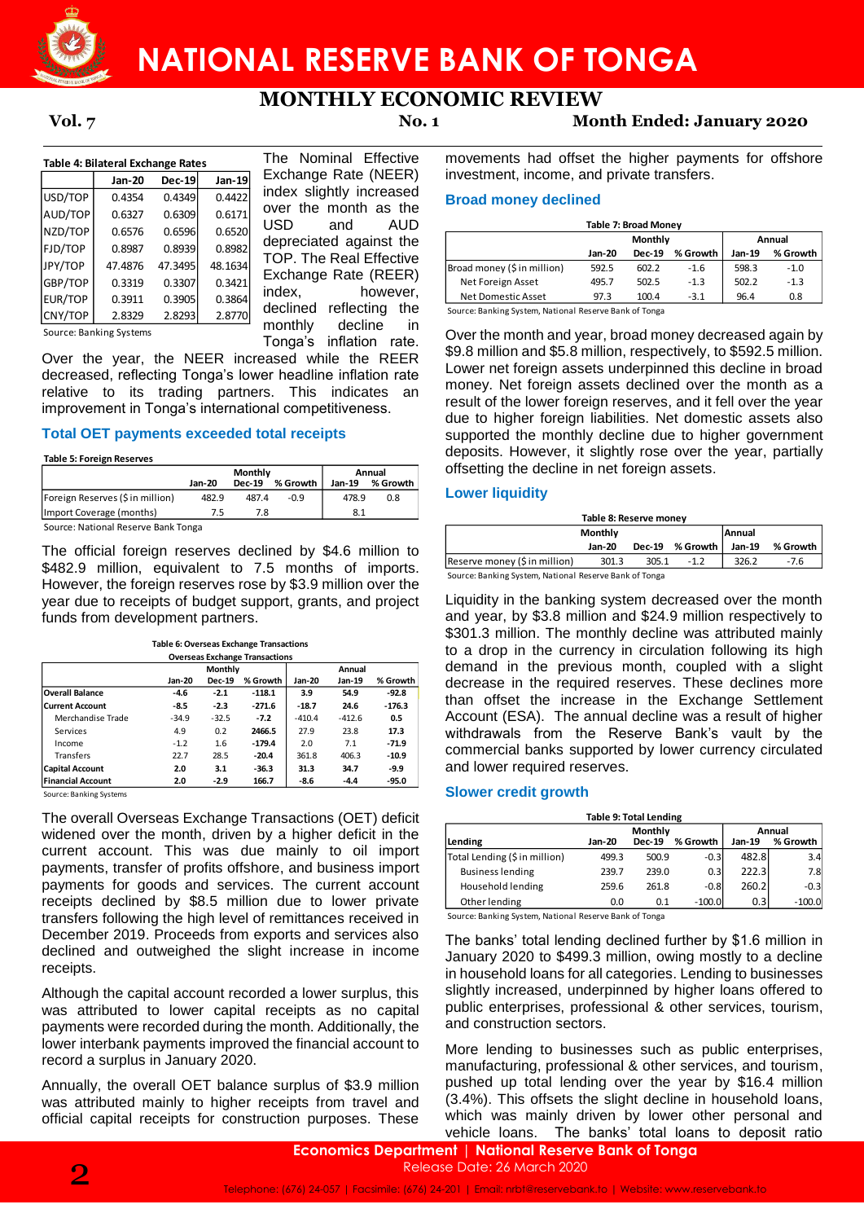**Table 4: Bilateral Exchange Rates**

| | Jan-20 | Dec-19 | Jan-19 |
|---|---|---|---|
| USD/TOP | 0.4354 | 0.4349 | 0.4422 |
| AUD/TOP | 0.6327 | 0.6309 | 0.6171 |
| NZD/TOP | 0.6576 | 0.6596 | 0.6520 |
| FJD/TOP | 0.8987 | 0.8939 | 0.8982 |
| JPY/TOP | 47.4876 | 47.3495 | 48.1634 |
| GBP/TOP | 0.3319 | 0.3307 | 0.3421 |
| EUR/TOP | 0.3911 | 0.3905 | 0.3864 |
| CNY/TOP | 2.8329 | 2.8293 | 2.8770 |

Source: Banking Systems

The Nominal Effective Exchange Rate (NEER) index slightly increased over the month as the USD and AUD depreciated against the TOP. The Real Effective Exchange Rate (REER) index, however, declined reflecting the monthly decline in Tonga's inflation rate. Over the year, the NEER increased while the REER decreased, reflecting Tonga's lower headline inflation rate relative to its trading partners. This indicates an improvement in Tonga's international competitiveness.

### Total OET payments exceeded total receipts

**Table 5: Foreign Reserves**

| | Monthly | | | Annual | |
|---|---|---|---|---|---|
| | Jan-20 | Dec-19 | % Growth | Jan-19 | % Growth |
| Foreign Reserves ($ in million) | 482.9 | 487.4 | -0.9 | 478.9 | 0.8 |
| Import Coverage (months) | 7.5 | 7.8 | | 8.1 | |

Source: National Reserve Bank Tonga

The official foreign reserves declined by $4.6 million to $482.9 million, equivalent to 7.5 months of imports. However, the foreign reserves rose by $3.9 million over the year due to receipts of budget support, grants, and project funds from development partners.

**Table 6: Overseas Exchange Transactions**

| Overseas Exchange Transactions | Monthly | | | Annual | | |
|---|---|---|---|---|---|---|
| | Jan-20 | Dec-19 | % Growth | Jan-20 | Jan-19 | % Growth |
| **Overall Balance** | -4.6 | -2.1 | -118.1 | 3.9 | 54.9 | -92.8 |
| **Current Account** | -8.5 | -2.3 | -271.6 | -18.7 | 24.6 | -176.3 |
| Merchandise Trade | -34.9 | -32.5 | -7.2 | -410.4 | -412.6 | 0.5 |
| Services | 4.9 | 0.2 | 2466.5 | 27.9 | 23.8 | 17.3 |
| Income | -1.2 | 1.6 | -179.4 | 2.0 | 7.1 | -71.9 |
| Transfers | 22.7 | 28.5 | -20.4 | 361.8 | 406.3 | -10.9 |
| **Capital Account** | 2.0 | 3.1 | -36.3 | 31.3 | 34.7 | -9.9 |
| **Financial Account** | 2.0 | -2.9 | 166.7 | -8.6 | -4.4 | -95.0 |

Source: Banking Systems

The overall Overseas Exchange Transactions (OET) deficit widened over the month, driven by a higher deficit in the current account. This was due mainly to oil import payments, transfer of profits offshore, and business import payments for goods and services. The current account receipts declined by $8.5 million due to lower private transfers following the high level of remittances received in December 2019. Proceeds from exports and services also declined and outweighed the slight increase in income receipts.

Although the capital account recorded a lower surplus, this was attributed to lower capital receipts as no capital payments were recorded during the month. Additionally, the lower interbank payments improved the financial account to record a surplus in January 2020.

Annually, the overall OET balance surplus of $3.9 million was attributed mainly to higher receipts from travel and official capital receipts for construction purposes. These movements had offset the higher payments for offshore investment, income, and private transfers.

### Broad money declined

**Table 7: Broad Money**

| | Monthly | | | Annual | |
|---|---|---|---|---|---|
| | Jan-20 | Dec-19 | % Growth | Jan-19 | % Growth |
| Broad money ($ in million) | 592.5 | 602.2 | -1.6 | 598.3 | -1.0 |
| Net Foreign Asset | 495.7 | 502.5 | -1.3 | 502.2 | -1.3 |
| Net Domestic Asset | 97.3 | 100.4 | -3.1 | 96.4 | 0.8 |

Source: Banking System, National Reserve Bank of Tonga

Over the month and year, broad money decreased again by $9.8 million and $5.8 million, respectively, to $592.5 million. Lower net foreign assets underpinned this decline in broad money. Net foreign assets declined over the month as a result of the lower foreign reserves, and it fell over the year due to higher foreign liabilities. Net domestic assets also supported the monthly decline due to higher government deposits. However, it slightly rose over the year, partially offsetting the decline in net foreign assets.

### Lower liquidity

**Table 8: Reserve money**

| | Monthly | | | Annual | |
|---|---|---|---|---|---|
| | Jan-20 | Dec-19 | % Growth | Jan-19 | % Growth |
| Reserve money ($ in million) | 301.3 | 305.1 | -1.2 | 326.2 | -7.6 |

Source: Banking System, National Reserve Bank of Tonga

Liquidity in the banking system decreased over the month and year, by $3.8 million and $24.9 million respectively to $301.3 million. The monthly decline was attributed mainly to a drop in the currency in circulation following its high demand in the previous month, coupled with a slight decrease in the required reserves. These declines more than offset the increase in the Exchange Settlement Account (ESA). The annual decline was a result of higher withdrawals from the Reserve Bank's vault by the commercial banks supported by lower currency circulated and lower required reserves.

### Slower credit growth

**Table 9: Total Lending**

| Lending | Monthly | | | Annual | |
|---|---|---|---|---|---|
| | Jan-20 | Dec-19 | % Growth | Jan-19 | % Growth |
| Total Lending ($ in million) | 499.3 | 500.9 | -0.3 | 482.8 | 3.4 |
| Business lending | 239.7 | 239.0 | 0.3 | 222.3 | 7.8 |
| Household lending | 259.6 | 261.8 | -0.8 | 260.2 | -0.3 |
| Other lending | 0.0 | 0.1 | -100.0 | 0.3 | -100.0 |

Source: Banking System, National Reserve Bank of Tonga

The banks' total lending declined further by $1.6 million in January 2020 to $499.3 million, owing mostly to a decline in household loans for all categories. Lending to businesses slightly increased, underpinned by higher loans offered to public enterprises, professional & other services, tourism, and construction sectors.

More lending to businesses such as public enterprises, manufacturing, professional & other services, and tourism, pushed up total lending over the year by $16.4 million (3.4%). This offsets the slight decline in household loans, which was mainly driven by lower other personal and vehicle loans. The banks' total loans to deposit ratio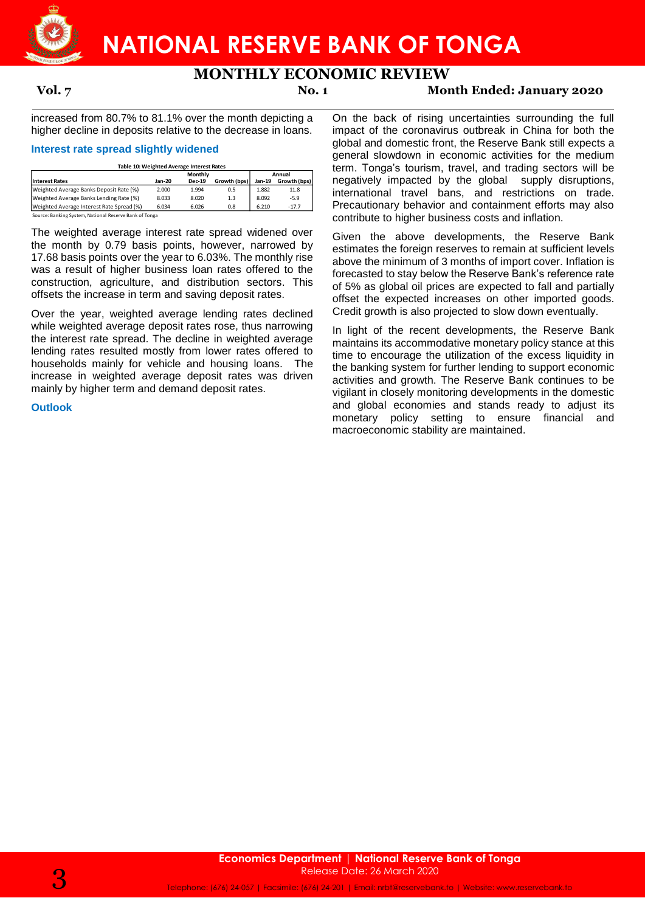increased from 80.7% to 81.1% over the month depicting a higher decline in deposits relative to the decrease in loans.

### Interest rate spread slightly widened

**Table 10: Weighted Average Interest Rates**

| Interest Rates | Monthly | | | Annual | |
|---|---|---|---|---|---|
| | Jan-20 | Dec-19 | Growth (bps) | Jan-19 | Growth (bps) |
| Weighted Average Banks Deposit Rate (%) | 2.000 | 1.994 | 0.5 | 1.882 | 11.8 |
| Weighted Average Banks Lending Rate (%) | 8.033 | 8.020 | 1.3 | 8.092 | -5.9 |
| Weighted Average Interest Rate Spread (%) | 6.034 | 6.026 | 0.8 | 6.210 | -17.7 |

Source: Banking System, National Reserve Bank of Tonga

The weighted average interest rate spread widened over the month by 0.79 basis points, however, narrowed by 17.68 basis points over the year to 6.03%. The monthly rise was a result of higher business loan rates offered to the construction, agriculture, and distribution sectors. This offsets the increase in term and saving deposit rates.

Over the year, weighted average lending rates declined while weighted average deposit rates rose, thus narrowing the interest rate spread. The decline in weighted average lending rates resulted mostly from lower rates offered to households mainly for vehicle and housing loans. The increase in weighted average deposit rates was driven mainly by higher term and demand deposit rates.

### Outlook

On the back of rising uncertainties surrounding the full impact of the coronavirus outbreak in China for both the global and domestic front, the Reserve Bank still expects a general slowdown in economic activities for the medium term. Tonga's tourism, travel, and trading sectors will be negatively impacted by the global supply disruptions, international travel bans, and restrictions on trade. Precautionary behavior and containment efforts may also contribute to higher business costs and inflation.

Given the above developments, the Reserve Bank estimates the foreign reserves to remain at sufficient levels above the minimum of 3 months of import cover. Inflation is forecasted to stay below the Reserve Bank's reference rate of 5% as global oil prices are expected to fall and partially offset the expected increases on other imported goods. Credit growth is also projected to slow down eventually.

In light of the recent developments, the Reserve Bank maintains its accommodative monetary policy stance at this time to encourage the utilization of the excess liquidity in the banking system for further lending to support economic activities and growth. The Reserve Bank continues to be vigilant in closely monitoring developments in the domestic and global economies and stands ready to adjust its monetary policy setting to ensure financial and macroeconomic stability are maintained.